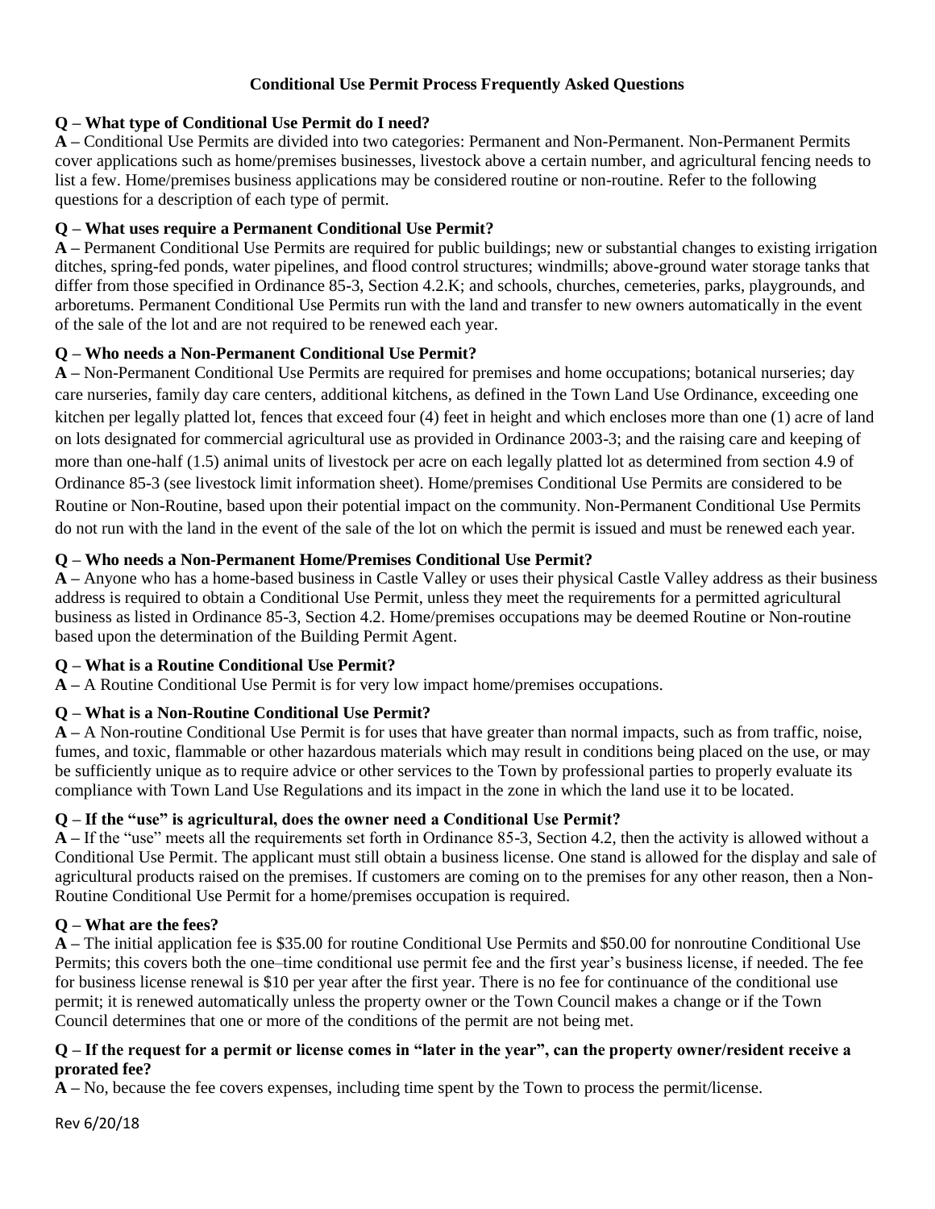# Conditional Use Permit Process Frequently Asked Questions

**Q – What type of Conditional Use Permit do I need?**

**A –** Conditional Use Permits are divided into two categories: Permanent and Non-Permanent. Non-Permanent Permits cover applications such as home/premises businesses, livestock above a certain number, and agricultural fencing needs to list a few. Home/premises business applications may be considered routine or non-routine. Refer to the following questions for a description of each type of permit.

**Q – What uses require a Permanent Conditional Use Permit?**

**A –** Permanent Conditional Use Permits are required for public buildings; new or substantial changes to existing irrigation ditches, spring-fed ponds, water pipelines, and flood control structures; windmills; above-ground water storage tanks that differ from those specified in Ordinance 85-3, Section 4.2.K; and schools, churches, cemeteries, parks, playgrounds, and arboretums. Permanent Conditional Use Permits run with the land and transfer to new owners automatically in the event of the sale of the lot and are not required to be renewed each year.

**Q – Who needs a Non-Permanent Conditional Use Permit?**

**A –** Non-Permanent Conditional Use Permits are required for premises and home occupations; botanical nurseries; day care nurseries, family day care centers, additional kitchens, as defined in the Town Land Use Ordinance, exceeding one kitchen per legally platted lot, fences that exceed four (4) feet in height and which encloses more than one (1) acre of land on lots designated for commercial agricultural use as provided in Ordinance 2003-3; and the raising care and keeping of more than one-half (1.5) animal units of livestock per acre on each legally platted lot as determined from section 4.9 of Ordinance 85-3 (see livestock limit information sheet). Home/premises Conditional Use Permits are considered to be Routine or Non-Routine, based upon their potential impact on the community. Non-Permanent Conditional Use Permits do not run with the land in the event of the sale of the lot on which the permit is issued and must be renewed each year.

**Q – Who needs a Non-Permanent Home/Premises Conditional Use Permit?**

**A –** Anyone who has a home-based business in Castle Valley or uses their physical Castle Valley address as their business address is required to obtain a Conditional Use Permit, unless they meet the requirements for a permitted agricultural business as listed in Ordinance 85-3, Section 4.2. Home/premises occupations may be deemed Routine or Non-routine based upon the determination of the Building Permit Agent.

**Q – What is a Routine Conditional Use Permit?**

**A –** A Routine Conditional Use Permit is for very low impact home/premises occupations.

**Q – What is a Non-Routine Conditional Use Permit?**

**A –** A Non-routine Conditional Use Permit is for uses that have greater than normal impacts, such as from traffic, noise, fumes, and toxic, flammable or other hazardous materials which may result in conditions being placed on the use, or may be sufficiently unique as to require advice or other services to the Town by professional parties to properly evaluate its compliance with Town Land Use Regulations and its impact in the zone in which the land use it to be located.

**Q – If the "use" is agricultural, does the owner need a Conditional Use Permit?**

**A –** If the "use" meets all the requirements set forth in Ordinance 85-3, Section 4.2, then the activity is allowed without a Conditional Use Permit. The applicant must still obtain a business license. One stand is allowed for the display and sale of agricultural products raised on the premises. If customers are coming on to the premises for any other reason, then a Non-Routine Conditional Use Permit for a home/premises occupation is required.

**Q – What are the fees?**

**A –** The initial application fee is $35.00 for routine Conditional Use Permits and $50.00 for nonroutine Conditional Use Permits; this covers both the one–time conditional use permit fee and the first year's business license, if needed. The fee for business license renewal is $10 per year after the first year. There is no fee for continuance of the conditional use permit; it is renewed automatically unless the property owner or the Town Council makes a change or if the Town Council determines that one or more of the conditions of the permit are not being met.

**Q – If the request for a permit or license comes in "later in the year", can the property owner/resident receive a prorated fee?**

**A –** No, because the fee covers expenses, including time spent by the Town to process the permit/license.

Rev 6/20/18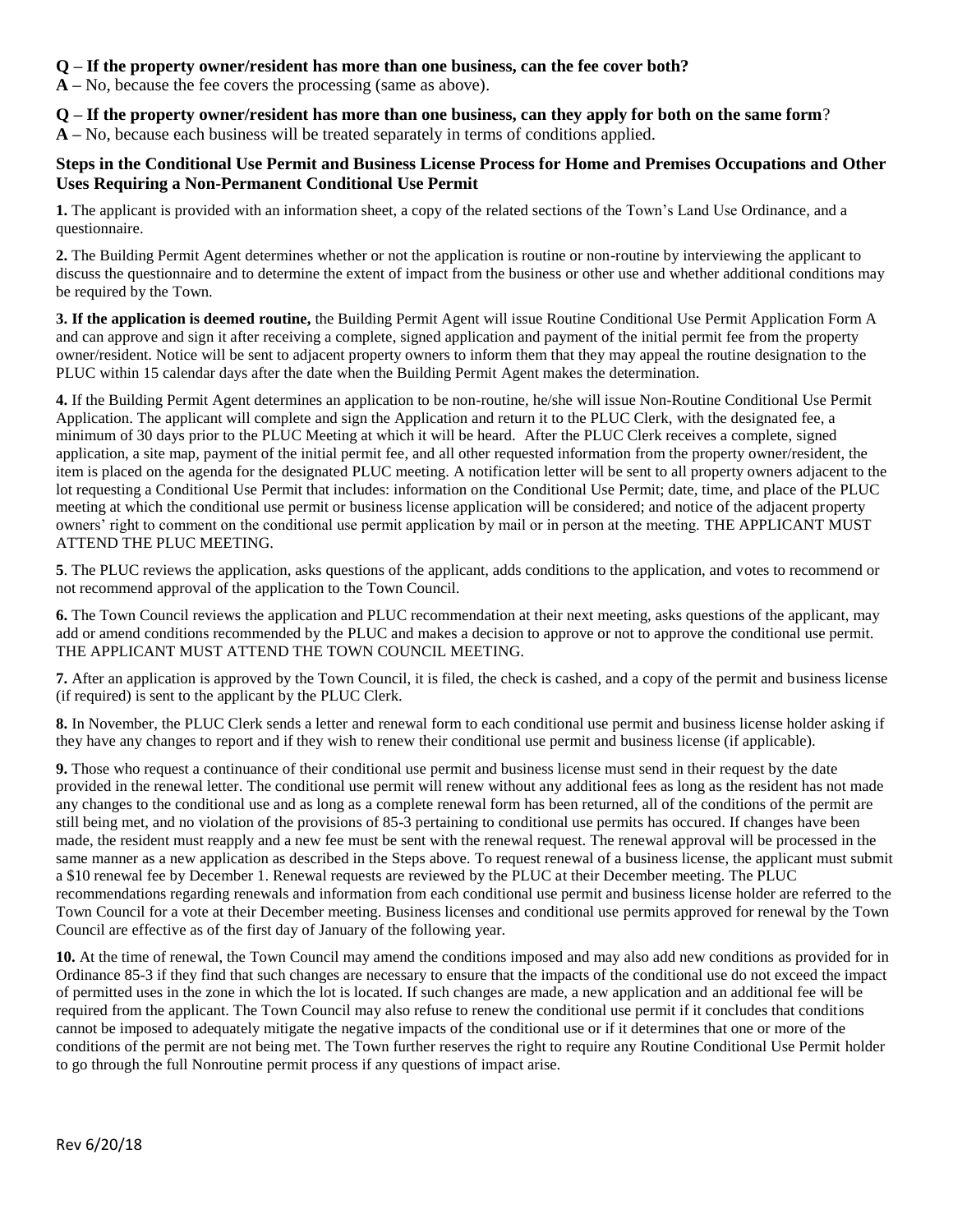**Q – If the property owner/resident has more than one business, can the fee cover both?**
**A –** No, because the fee covers the processing (same as above).

**Q – If the property owner/resident has more than one business, can they apply for both on the same form**?
**A –** No, because each business will be treated separately in terms of conditions applied.

### Steps in the Conditional Use Permit and Business License Process for Home and Premises Occupations and Other Uses Requiring a Non-Permanent Conditional Use Permit

**1.** The applicant is provided with an information sheet, a copy of the related sections of the Town's Land Use Ordinance, and a questionnaire.

**2.** The Building Permit Agent determines whether or not the application is routine or non-routine by interviewing the applicant to discuss the questionnaire and to determine the extent of impact from the business or other use and whether additional conditions may be required by the Town.

**3. If the application is deemed routine,** the Building Permit Agent will issue Routine Conditional Use Permit Application Form A and can approve and sign it after receiving a complete, signed application and payment of the initial permit fee from the property owner/resident. Notice will be sent to adjacent property owners to inform them that they may appeal the routine designation to the PLUC within 15 calendar days after the date when the Building Permit Agent makes the determination.

**4.** If the Building Permit Agent determines an application to be non-routine, he/she will issue Non-Routine Conditional Use Permit Application. The applicant will complete and sign the Application and return it to the PLUC Clerk, with the designated fee, a minimum of 30 days prior to the PLUC Meeting at which it will be heard. After the PLUC Clerk receives a complete, signed application, a site map, payment of the initial permit fee, and all other requested information from the property owner/resident, the item is placed on the agenda for the designated PLUC meeting. A notification letter will be sent to all property owners adjacent to the lot requesting a Conditional Use Permit that includes: information on the Conditional Use Permit; date, time, and place of the PLUC meeting at which the conditional use permit or business license application will be considered; and notice of the adjacent property owners' right to comment on the conditional use permit application by mail or in person at the meeting. THE APPLICANT MUST ATTEND THE PLUC MEETING.

**5**. The PLUC reviews the application, asks questions of the applicant, adds conditions to the application, and votes to recommend or not recommend approval of the application to the Town Council.

**6.** The Town Council reviews the application and PLUC recommendation at their next meeting, asks questions of the applicant, may add or amend conditions recommended by the PLUC and makes a decision to approve or not to approve the conditional use permit. THE APPLICANT MUST ATTEND THE TOWN COUNCIL MEETING.

**7.** After an application is approved by the Town Council, it is filed, the check is cashed, and a copy of the permit and business license (if required) is sent to the applicant by the PLUC Clerk.

**8.** In November, the PLUC Clerk sends a letter and renewal form to each conditional use permit and business license holder asking if they have any changes to report and if they wish to renew their conditional use permit and business license (if applicable).

**9.** Those who request a continuance of their conditional use permit and business license must send in their request by the date provided in the renewal letter. The conditional use permit will renew without any additional fees as long as the resident has not made any changes to the conditional use and as long as a complete renewal form has been returned, all of the conditions of the permit are still being met, and no violation of the provisions of 85-3 pertaining to conditional use permits has occured. If changes have been made, the resident must reapply and a new fee must be sent with the renewal request. The renewal approval will be processed in the same manner as a new application as described in the Steps above. To request renewal of a business license, the applicant must submit a $10 renewal fee by December 1. Renewal requests are reviewed by the PLUC at their December meeting. The PLUC recommendations regarding renewals and information from each conditional use permit and business license holder are referred to the Town Council for a vote at their December meeting. Business licenses and conditional use permits approved for renewal by the Town Council are effective as of the first day of January of the following year.

**10.** At the time of renewal, the Town Council may amend the conditions imposed and may also add new conditions as provided for in Ordinance 85-3 if they find that such changes are necessary to ensure that the impacts of the conditional use do not exceed the impact of permitted uses in the zone in which the lot is located. If such changes are made, a new application and an additional fee will be required from the applicant. The Town Council may also refuse to renew the conditional use permit if it concludes that conditions cannot be imposed to adequately mitigate the negative impacts of the conditional use or if it determines that one or more of the conditions of the permit are not being met. The Town further reserves the right to require any Routine Conditional Use Permit holder to go through the full Nonroutine permit process if any questions of impact arise.

Rev 6/20/18